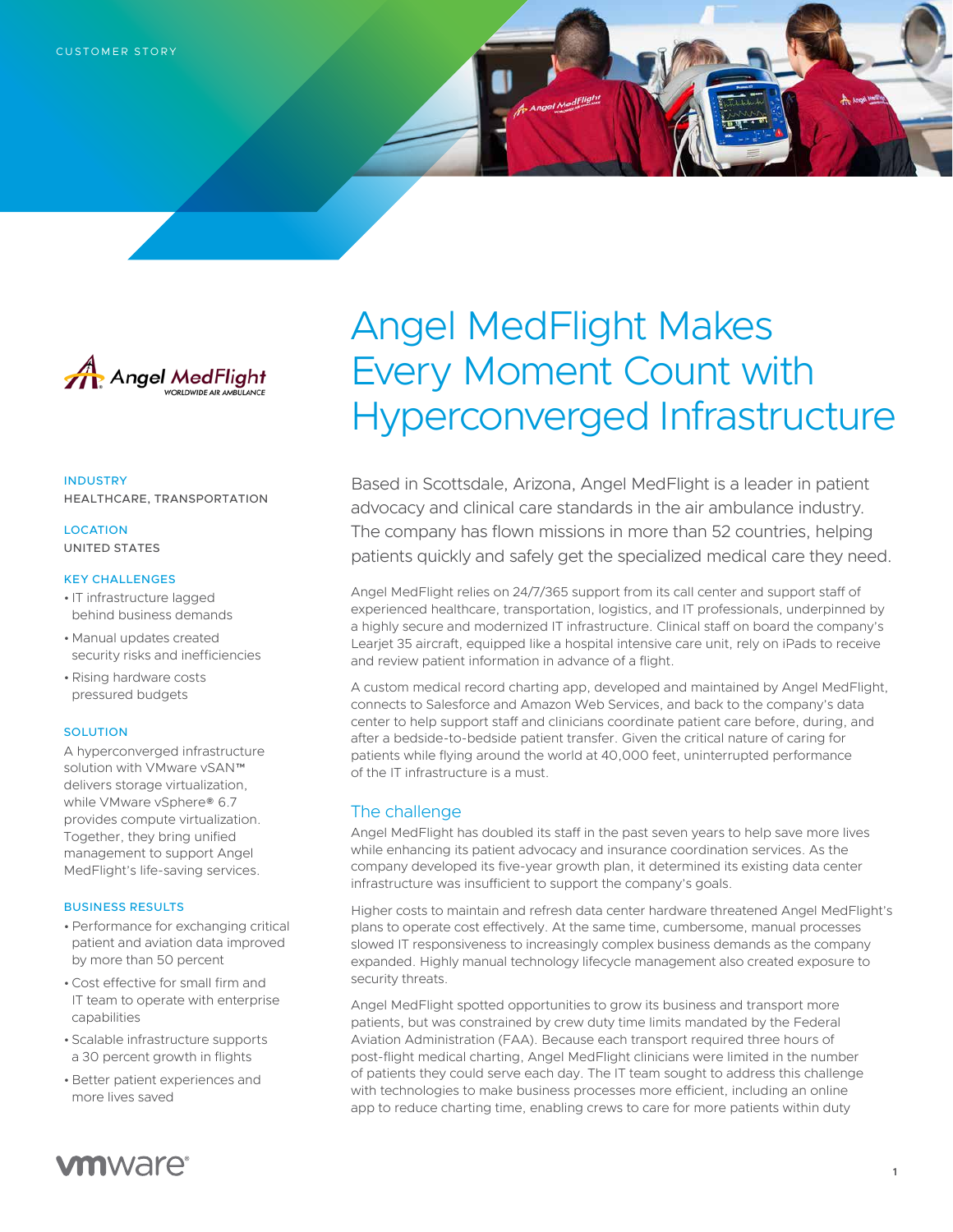CUSTOMER STORY

# Angel MedFlight Makes Every Moment Count with Hyperconverged Infrastructure

**INDUSTRY**
HEALTHCARE, TRANSPORTATION

**LOCATION**
UNITED STATES

**KEY CHALLENGES**

- IT infrastructure lagged behind business demands
- Manual updates created security risks and inefficiencies
- Rising hardware costs pressured budgets

**SOLUTION**

A hyperconverged infrastructure solution with VMware vSAN™ delivers storage virtualization, while VMware vSphere® 6.7 provides compute virtualization. Together, they bring unified management to support Angel MedFlight's life-saving services.

**BUSINESS RESULTS**

- Performance for exchanging critical patient and aviation data improved by more than 50 percent
- Cost effective for small firm and IT team to operate with enterprise capabilities
- Scalable infrastructure supports a 30 percent growth in flights
- Better patient experiences and more lives saved

Based in Scottsdale, Arizona, Angel MedFlight is a leader in patient advocacy and clinical care standards in the air ambulance industry. The company has flown missions in more than 52 countries, helping patients quickly and safely get the specialized medical care they need.

Angel MedFlight relies on 24/7/365 support from its call center and support staff of experienced healthcare, transportation, logistics, and IT professionals, underpinned by a highly secure and modernized IT infrastructure. Clinical staff on board the company's Learjet 35 aircraft, equipped like a hospital intensive care unit, rely on iPads to receive and review patient information in advance of a flight.

A custom medical record charting app, developed and maintained by Angel MedFlight, connects to Salesforce and Amazon Web Services, and back to the company's data center to help support staff and clinicians coordinate patient care before, during, and after a bedside-to-bedside patient transfer. Given the critical nature of caring for patients while flying around the world at 40,000 feet, uninterrupted performance of the IT infrastructure is a must.

## The challenge

Angel MedFlight has doubled its staff in the past seven years to help save more lives while enhancing its patient advocacy and insurance coordination services. As the company developed its five-year growth plan, it determined its existing data center infrastructure was insufficient to support the company's goals.

Higher costs to maintain and refresh data center hardware threatened Angel MedFlight's plans to operate cost effectively. At the same time, cumbersome, manual processes slowed IT responsiveness to increasingly complex business demands as the company expanded. Highly manual technology lifecycle management also created exposure to security threats.

Angel MedFlight spotted opportunities to grow its business and transport more patients, but was constrained by crew duty time limits mandated by the Federal Aviation Administration (FAA). Because each transport required three hours of post-flight medical charting, Angel MedFlight clinicians were limited in the number of patients they could serve each day. The IT team sought to address this challenge with technologies to make business processes more efficient, including an online app to reduce charting time, enabling crews to care for more patients within duty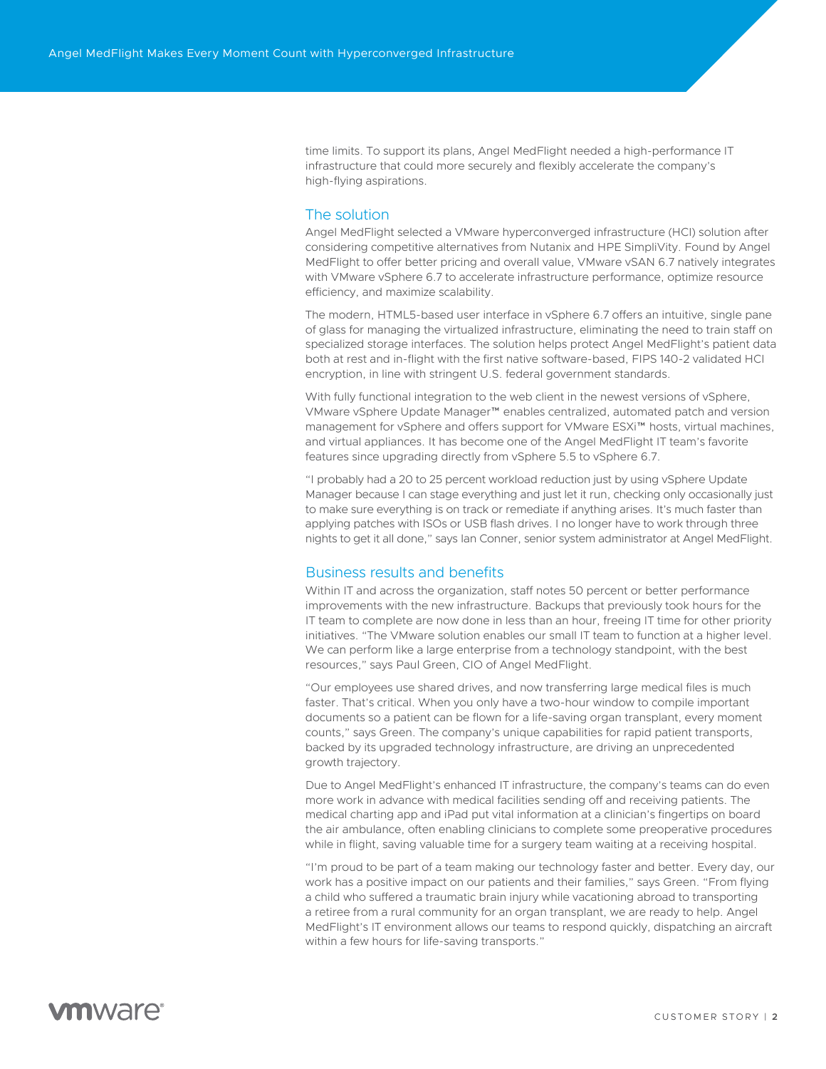time limits. To support its plans, Angel MedFlight needed a high-performance IT infrastructure that could more securely and flexibly accelerate the company's high-flying aspirations.

## The solution

Angel MedFlight selected a VMware hyperconverged infrastructure (HCI) solution after considering competitive alternatives from Nutanix and HPE SimpliVity. Found by Angel MedFlight to offer better pricing and overall value, VMware vSAN 6.7 natively integrates with VMware vSphere 6.7 to accelerate infrastructure performance, optimize resource efficiency, and maximize scalability.

The modern, HTML5-based user interface in vSphere 6.7 offers an intuitive, single pane of glass for managing the virtualized infrastructure, eliminating the need to train staff on specialized storage interfaces. The solution helps protect Angel MedFlight's patient data both at rest and in-flight with the first native software-based, FIPS 140-2 validated HCI encryption, in line with stringent U.S. federal government standards.

With fully functional integration to the web client in the newest versions of vSphere, VMware vSphere Update Manager™ enables centralized, automated patch and version management for vSphere and offers support for VMware ESXi™ hosts, virtual machines, and virtual appliances. It has become one of the Angel MedFlight IT team's favorite features since upgrading directly from vSphere 5.5 to vSphere 6.7.

"I probably had a 20 to 25 percent workload reduction just by using vSphere Update Manager because I can stage everything and just let it run, checking only occasionally just to make sure everything is on track or remediate if anything arises. It's much faster than applying patches with ISOs or USB flash drives. I no longer have to work through three nights to get it all done," says Ian Conner, senior system administrator at Angel MedFlight.

## Business results and benefits

Within IT and across the organization, staff notes 50 percent or better performance improvements with the new infrastructure. Backups that previously took hours for the IT team to complete are now done in less than an hour, freeing IT time for other priority initiatives. "The VMware solution enables our small IT team to function at a higher level. We can perform like a large enterprise from a technology standpoint, with the best resources," says Paul Green, CIO of Angel MedFlight.

"Our employees use shared drives, and now transferring large medical files is much faster. That's critical. When you only have a two-hour window to compile important documents so a patient can be flown for a life-saving organ transplant, every moment counts," says Green. The company's unique capabilities for rapid patient transports, backed by its upgraded technology infrastructure, are driving an unprecedented growth trajectory.

Due to Angel MedFlight's enhanced IT infrastructure, the company's teams can do even more work in advance with medical facilities sending off and receiving patients. The medical charting app and iPad put vital information at a clinician's fingertips on board the air ambulance, often enabling clinicians to complete some preoperative procedures while in flight, saving valuable time for a surgery team waiting at a receiving hospital.

"I'm proud to be part of a team making our technology faster and better. Every day, our work has a positive impact on our patients and their families," says Green. "From flying a child who suffered a traumatic brain injury while vacationing abroad to transporting a retiree from a rural community for an organ transplant, we are ready to help. Angel MedFlight's IT environment allows our teams to respond quickly, dispatching an aircraft within a few hours for life-saving transports."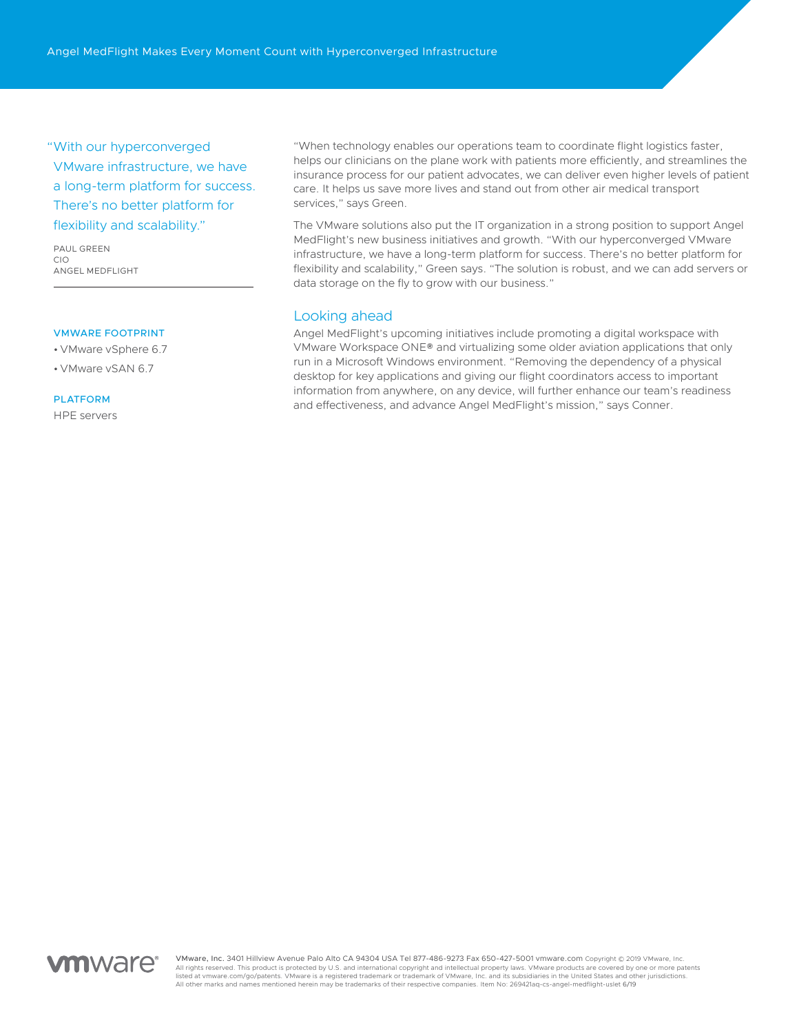"With our hyperconverged VMware infrastructure, we have a long-term platform for success. There's no better platform for flexibility and scalability."

PAUL GREEN
CIO
ANGEL MEDFLIGHT

VMWARE FOOTPRINT

- VMware vSphere 6.7
- VMware vSAN 6.7

PLATFORM

HPE servers

"When technology enables our operations team to coordinate flight logistics faster, helps our clinicians on the plane work with patients more efficiently, and streamlines the insurance process for our patient advocates, we can deliver even higher levels of patient care. It helps us save more lives and stand out from other air medical transport services," says Green.

The VMware solutions also put the IT organization in a strong position to support Angel MedFlight's new business initiatives and growth. "With our hyperconverged VMware infrastructure, we have a long-term platform for success. There's no better platform for flexibility and scalability," Green says. "The solution is robust, and we can add servers or data storage on the fly to grow with our business."

## Looking ahead

Angel MedFlight's upcoming initiatives include promoting a digital workspace with VMware Workspace ONE® and virtualizing some older aviation applications that only run in a Microsoft Windows environment. "Removing the dependency of a physical desktop for key applications and giving our flight coordinators access to important information from anywhere, on any device, will further enhance our team's readiness and effectiveness, and advance Angel MedFlight's mission," says Conner.

VMware, Inc. 3401 Hillview Avenue Palo Alto CA 94304 USA Tel 877-486-9273 Fax 650-427-5001 vmware.com Copyright © 2019 VMware, Inc. All rights reserved. This product is protected by U.S. and international copyright and intellectual property laws. VMware products are covered by one or more patents listed at vmware.com/go/patents. VMware is a registered trademark or trademark of VMware, Inc. and its subsidiaries in the United States and other jurisdictions. All other marks and names mentioned herein may be trademarks of their respective companies. Item No: 269421aq-cs-angel-medflight-uslet 6/19